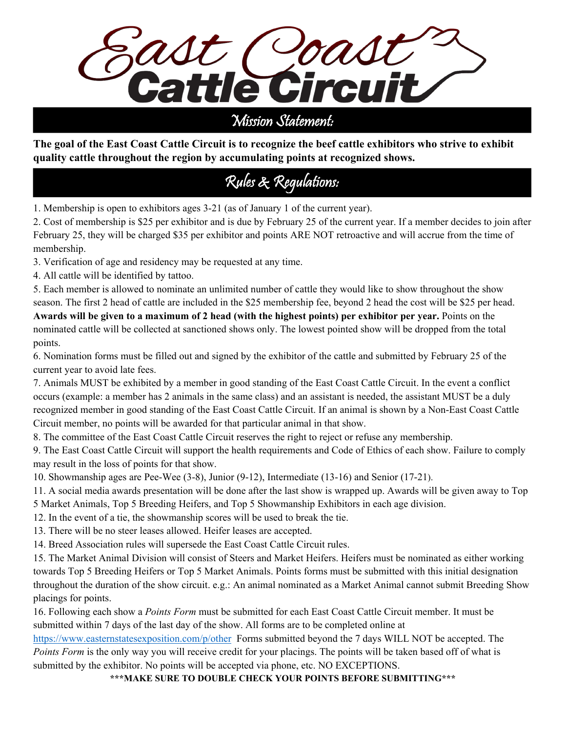# East Coast Cattle Circuit

## Mission Statement:

**The goal of the East Coast Cattle Circuit is to recognize the beef cattle exhibitors who strive to exhibit quality cattle throughout the region by accumulating points at recognized shows.**

## Rules & Regulations:

1. Membership is open to exhibitors ages 3-21 (as of January 1 of the current year).
2. Cost of membership is $25 per exhibitor and is due by February 25 of the current year. If a member decides to join after February 25, they will be charged $35 per exhibitor and points ARE NOT retroactive and will accrue from the time of membership.
3. Verification of age and residency may be requested at any time.
4. All cattle will be identified by tattoo.
5. Each member is allowed to nominate an unlimited number of cattle they would like to show throughout the show season. The first 2 head of cattle are included in the $25 membership fee, beyond 2 head the cost will be $25 per head. **Awards will be given to a maximum of 2 head (with the highest points) per exhibitor per year.** Points on the nominated cattle will be collected at sanctioned shows only. The lowest pointed show will be dropped from the total points.
6. Nomination forms must be filled out and signed by the exhibitor of the cattle and submitted by February 25 of the current year to avoid late fees.
7. Animals MUST be exhibited by a member in good standing of the East Coast Cattle Circuit. In the event a conflict occurs (example: a member has 2 animals in the same class) and an assistant is needed, the assistant MUST be a duly recognized member in good standing of the East Coast Cattle Circuit. If an animal is shown by a Non-East Coast Cattle Circuit member, no points will be awarded for that particular animal in that show.
8. The committee of the East Coast Cattle Circuit reserves the right to reject or refuse any membership.
9. The East Coast Cattle Circuit will support the health requirements and Code of Ethics of each show. Failure to comply may result in the loss of points for that show.
10. Showmanship ages are Pee-Wee (3-8), Junior (9-12), Intermediate (13-16) and Senior (17-21).
11. A social media awards presentation will be done after the last show is wrapped up. Awards will be given away to Top 5 Market Animals, Top 5 Breeding Heifers, and Top 5 Showmanship Exhibitors in each age division.
12. In the event of a tie, the showmanship scores will be used to break the tie.
13. There will be no steer leases allowed. Heifer leases are accepted.
14. Breed Association rules will supersede the East Coast Cattle Circuit rules.
15. The Market Animal Division will consist of Steers and Market Heifers. Heifers must be nominated as either working towards Top 5 Breeding Heifers or Top 5 Market Animals. Points forms must be submitted with this initial designation throughout the duration of the show circuit. e.g.: An animal nominated as a Market Animal cannot submit Breeding Show placings for points.
16. Following each show a *Points Form* must be submitted for each East Coast Cattle Circuit member. It must be submitted within 7 days of the last day of the show. All forms are to be completed online at https://www.easternstatesexposition.com/p/other Forms submitted beyond the 7 days WILL NOT be accepted. The *Points Form* is the only way you will receive credit for your placings. The points will be taken based off of what is submitted by the exhibitor. No points will be accepted via phone, etc. NO EXCEPTIONS.

**\*\*\*MAKE SURE TO DOUBLE CHECK YOUR POINTS BEFORE SUBMITTING\*\*\***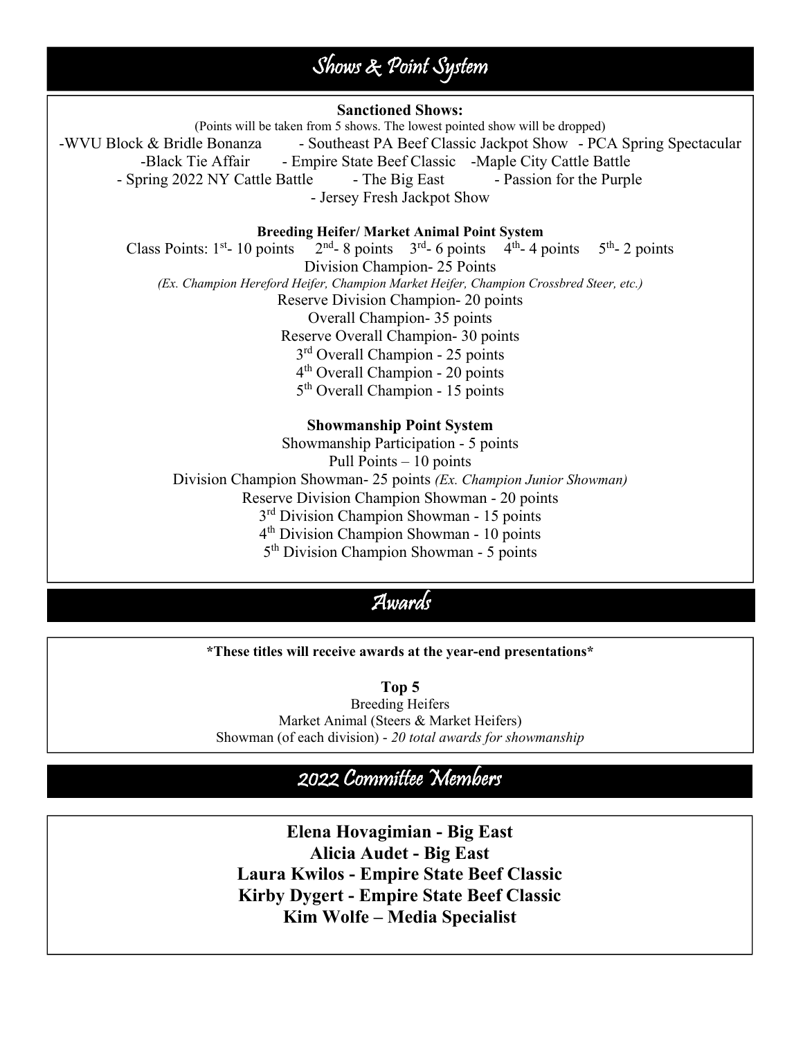# Shows & Point System

**Sanctioned Shows:**

(Points will be taken from 5 shows. The lowest pointed show will be dropped)

- WVU Block & Bridle Bonanza
- Southeast PA Beef Classic Jackpot Show
- PCA Spring Spectacular
- Black Tie Affair
- Empire State Beef Classic
- Maple City Cattle Battle
- Spring 2022 NY Cattle Battle
- The Big East
- Passion for the Purple
- Jersey Fresh Jackpot Show

**Breeding Heifer/ Market Animal Point System**

Class Points: 1st- 10 points 2nd- 8 points 3rd- 6 points 4th- 4 points 5th- 2 points

Division Champion- 25 Points

*(Ex. Champion Hereford Heifer, Champion Market Heifer, Champion Crossbred Steer, etc.)*

Reserve Division Champion- 20 points

Overall Champion- 35 points

Reserve Overall Champion- 30 points

3rd Overall Champion - 25 points

4th Overall Champion - 20 points

5th Overall Champion - 15 points

**Showmanship Point System**

Showmanship Participation - 5 points

Pull Points – 10 points

Division Champion Showman- 25 points *(Ex. Champion Junior Showman)*

Reserve Division Champion Showman - 20 points

3rd Division Champion Showman - 15 points

4th Division Champion Showman - 10 points

5th Division Champion Showman - 5 points

# Awards

**\*These titles will receive awards at the year-end presentations\***

**Top 5**

Breeding Heifers

Market Animal (Steers & Market Heifers)

Showman (of each division) - *20 total awards for showmanship*

# 2022 Committee Members

**Elena Hovagimian - Big East**

**Alicia Audet - Big East**

**Laura Kwilos - Empire State Beef Classic**

**Kirby Dygert - Empire State Beef Classic**

**Kim Wolfe – Media Specialist**